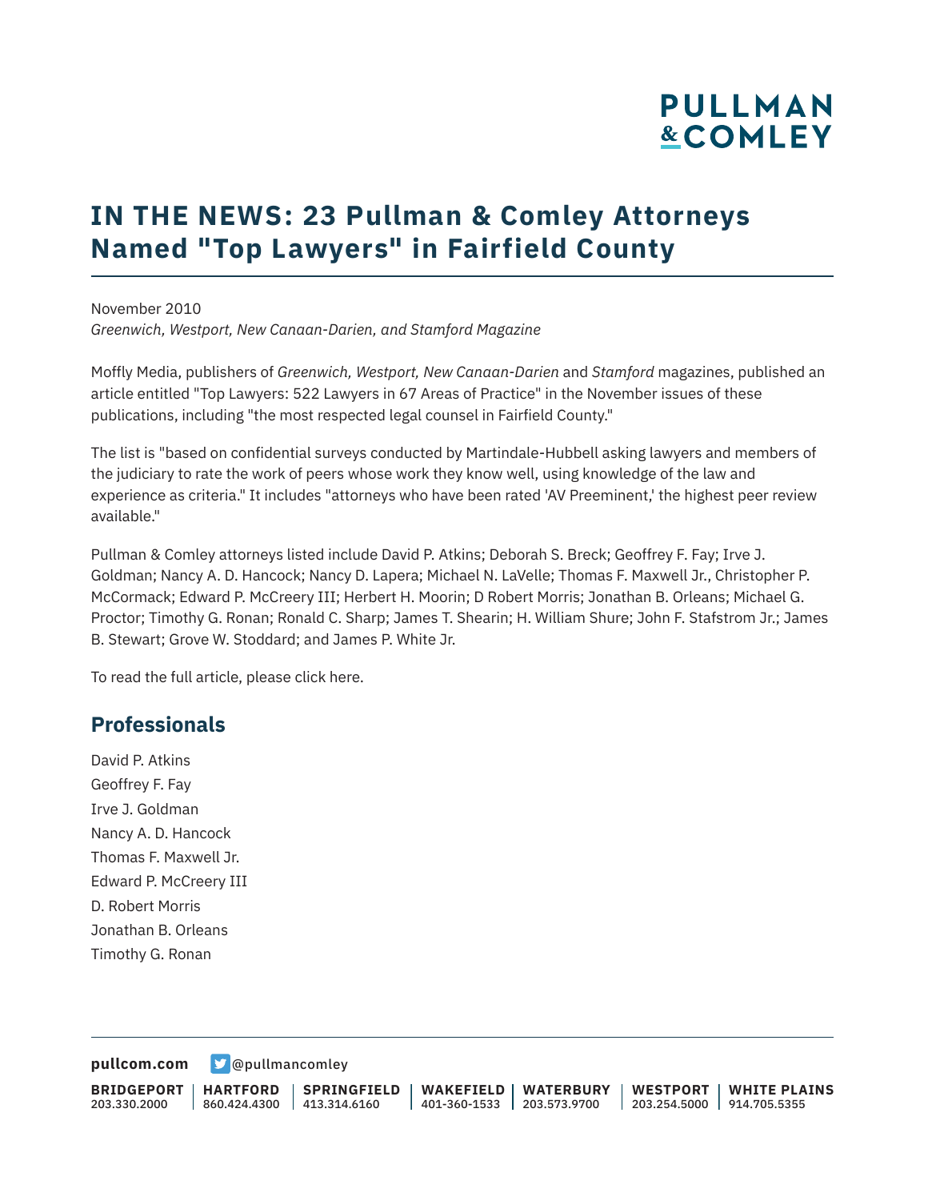# IN THE NEWS: 23 Pullman & Comley Attorneys Named "Top Lawyers" in Fairfield County

November 2010
*Greenwich, Westport, New Canaan-Darien, and Stamford Magazine*

Moffly Media, publishers of *Greenwich, Westport, New Canaan-Darien* and *Stamford* magazines, published an article entitled "Top Lawyers: 522 Lawyers in 67 Areas of Practice" in the November issues of these publications, including "the most respected legal counsel in Fairfield County."

The list is "based on confidential surveys conducted by Martindale-Hubbell asking lawyers and members of the judiciary to rate the work of peers whose work they know well, using knowledge of the law and experience as criteria." It includes "attorneys who have been rated 'AV Preeminent,' the highest peer review available."

Pullman & Comley attorneys listed include David P. Atkins; Deborah S. Breck; Geoffrey F. Fay; Irve J. Goldman; Nancy A. D. Hancock; Nancy D. Lapera; Michael N. LaVelle; Thomas F. Maxwell Jr., Christopher P. McCormack; Edward P. McCreery III; Herbert H. Moorin; D Robert Morris; Jonathan B. Orleans; Michael G. Proctor; Timothy G. Ronan; Ronald C. Sharp; James T. Shearin; H. William Shure; John F. Stafstrom Jr.; James B. Stewart; Grove W. Stoddard; and James P. White Jr.

To read the full article, please click here.

## Professionals

David P. Atkins
Geoffrey F. Fay
Irve J. Goldman
Nancy A. D. Hancock
Thomas F. Maxwell Jr.
Edward P. McCreery III
D. Robert Morris
Jonathan B. Orleans
Timothy G. Ronan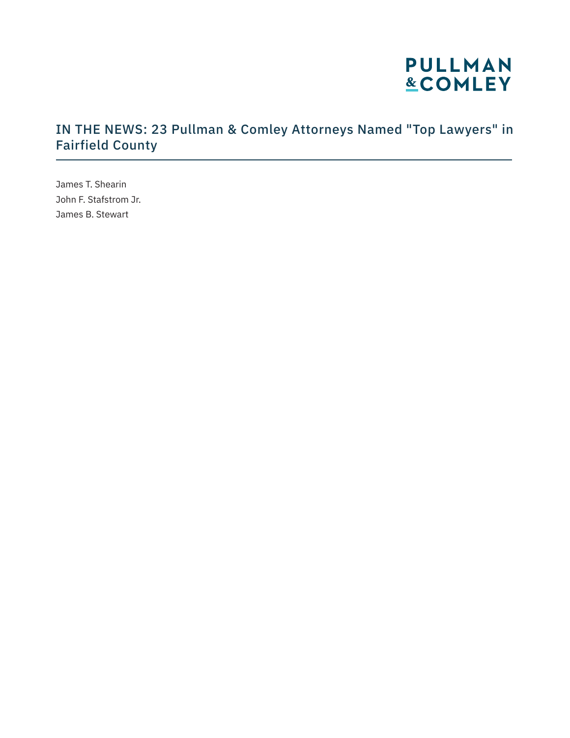# IN THE NEWS: 23 Pullman & Comley Attorneys Named "Top Lawyers" in Fairfield County

James T. Shearin
John F. Stafstrom Jr.
James B. Stewart